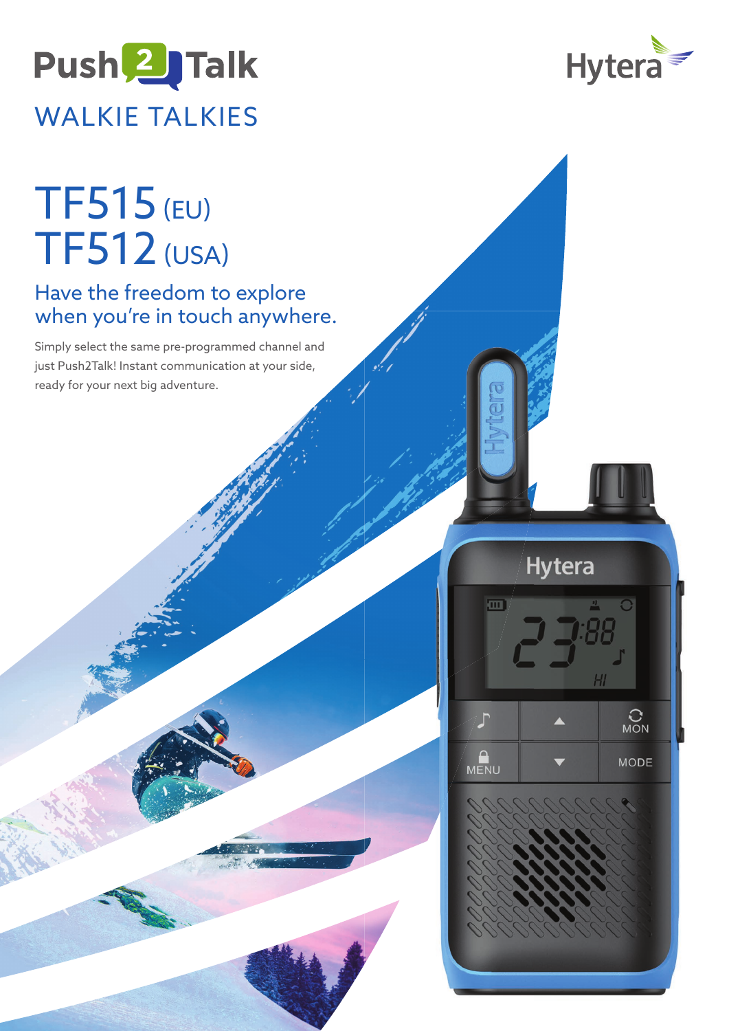Push2Talk

WALKIE TALKIES

Hytera

# TF515 (EU)
# TF512 (USA)

## Have the freedom to explore when you're in touch anywhere.

Simply select the same pre-programmed channel and just Push2Talk! Instant communication at your side, ready for your next big adventure.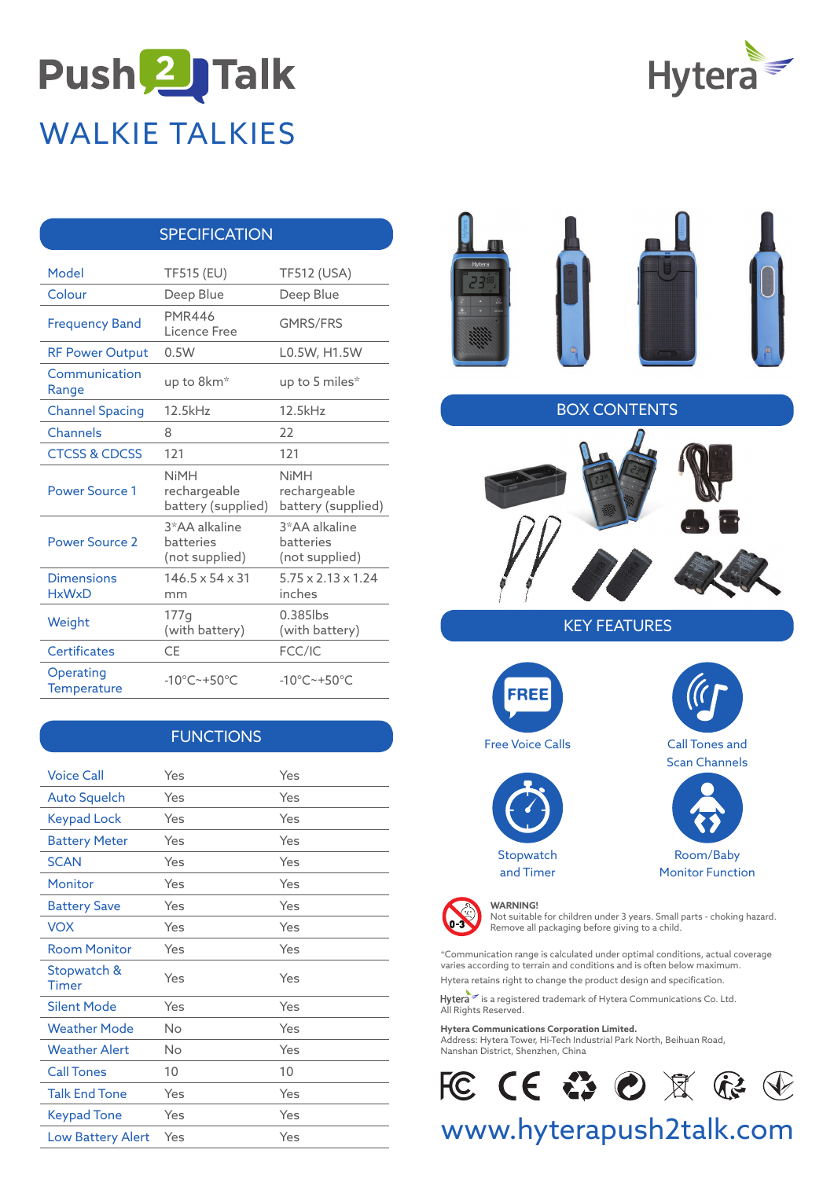# Push 2 Talk

## WALKIE TALKIES

Hytera

## SPECIFICATION

| | | |
|---|---|---|
| Model | TF515 (EU) | TF512 (USA) |
| Colour | Deep Blue | Deep Blue |
| Frequency Band | PMR446 Licence Free | GMRS/FRS |
| RF Power Output | 0.5W | L0.5W, H1.5W |
| Communication Range | up to 8km* | up to 5 miles* |
| Channel Spacing | 12.5kHz | 12.5kHz |
| Channels | 8 | 22 |
| CTCSS & CDCSS | 121 | 121 |
| Power Source 1 | NiMH rechargeable battery (supplied) | NiMH rechargeable battery (supplied) |
| Power Source 2 | 3*AA alkaline batteries (not supplied) | 3*AA alkaline batteries (not supplied) |
| Dimensions HxWxD | 146.5 x 54 x 31 mm | 5.75 x 2.13 x 1.24 inches |
| Weight | 177g (with battery) | 0.385lbs (with battery) |
| Certificates | CE | FCC/IC |
| Operating Temperature | -10°C~+50°C | -10°C~+50°C |

## FUNCTIONS

| | | |
|---|---|---|
| Voice Call | Yes | Yes |
| Auto Squelch | Yes | Yes |
| Keypad Lock | Yes | Yes |
| Battery Meter | Yes | Yes |
| SCAN | Yes | Yes |
| Monitor | Yes | Yes |
| Battery Save | Yes | Yes |
| VOX | Yes | Yes |
| Room Monitor | Yes | Yes |
| Stopwatch & Timer | Yes | Yes |
| Silent Mode | Yes | Yes |
| Weather Mode | No | Yes |
| Weather Alert | No | Yes |
| Call Tones | 10 | 10 |
| Talk End Tone | Yes | Yes |
| Keypad Tone | Yes | Yes |
| Low Battery Alert | Yes | Yes |

## BOX CONTENTS

## KEY FEATURES

- Free Voice Calls
- Call Tones and Scan Channels
- Stopwatch and Timer
- Room/Baby Monitor Function

**WARNING!**
Not suitable for children under 3 years. Small parts - choking hazard. Remove all packaging before giving to a child.

*Communication range is calculated under optimal conditions, actual coverage varies according to terrain and conditions and is often below maximum.

Hytera retains right to change the product design and specification.

Hytera is a registered trademark of Hytera Communications Co. Ltd.
All Rights Reserved.

**Hytera Communications Corporation Limited.**
Address: Hytera Tower, Hi-Tech Industrial Park North, Beihuan Road, Nanshan District, Shenzhen, China

www.hyterapush2talk.com